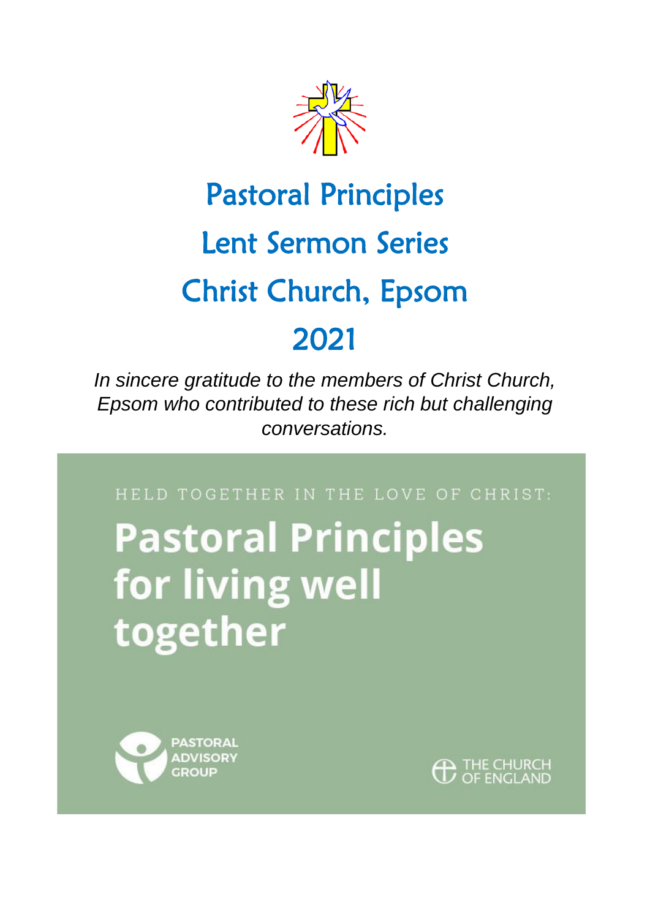# Pastoral Principles

# Lent Sermon Series

# Christ Church, Epsom

# 2021

*In sincere gratitude to the members of Christ Church, Epsom who contributed to these rich but challenging conversations.*

HELD TOGETHER IN THE LOVE OF CHRIST:

## Pastoral Principles for living well together

PASTORAL ADVISORY GROUP

THE CHURCH OF ENGLAND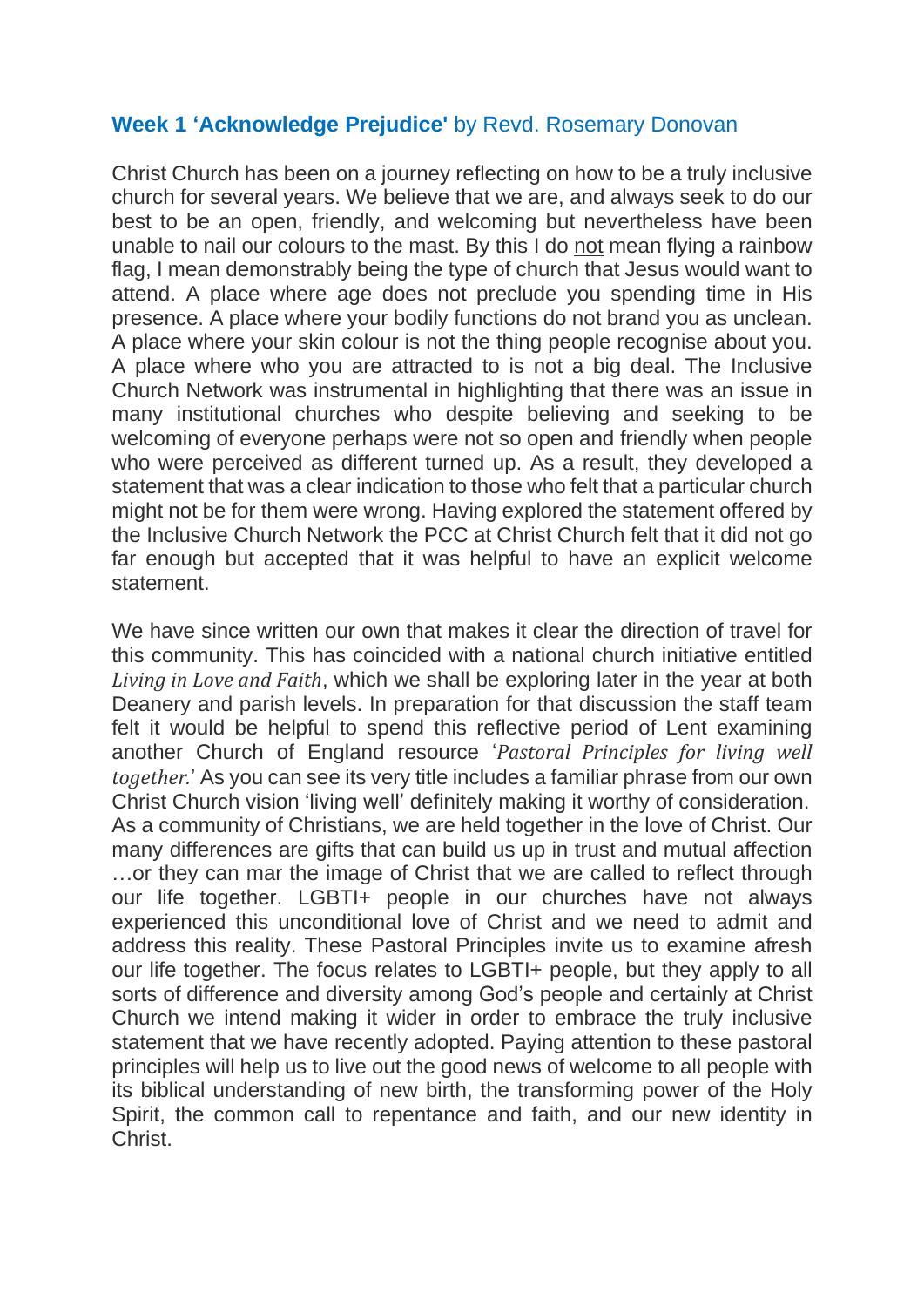### **Week 1 'Acknowledge Prejudice'** by Revd. Rosemary Donovan

Christ Church has been on a journey reflecting on how to be a truly inclusive church for several years. We believe that we are, and always seek to do our best to be an open, friendly, and welcoming but nevertheless have been unable to nail our colours to the mast. By this I do <u>not</u> mean flying a rainbow flag, I mean demonstrably being the type of church that Jesus would want to attend. A place where age does not preclude you spending time in His presence. A place where your bodily functions do not brand you as unclean. A place where your skin colour is not the thing people recognise about you. A place where who you are attracted to is not a big deal. The Inclusive Church Network was instrumental in highlighting that there was an issue in many institutional churches who despite believing and seeking to be welcoming of everyone perhaps were not so open and friendly when people who were perceived as different turned up. As a result, they developed a statement that was a clear indication to those who felt that a particular church might not be for them were wrong. Having explored the statement offered by the Inclusive Church Network the PCC at Christ Church felt that it did not go far enough but accepted that it was helpful to have an explicit welcome statement.

We have since written our own that makes it clear the direction of travel for this community. This has coincided with a national church initiative entitled *Living in Love and Faith*, which we shall be exploring later in the year at both Deanery and parish levels. In preparation for that discussion the staff team felt it would be helpful to spend this reflective period of Lent examining another Church of England resource '*Pastoral Principles for living well together.*' As you can see its very title includes a familiar phrase from our own Christ Church vision 'living well' definitely making it worthy of consideration. As a community of Christians, we are held together in the love of Christ. Our many differences are gifts that can build us up in trust and mutual affection …or they can mar the image of Christ that we are called to reflect through our life together. LGBTI+ people in our churches have not always experienced this unconditional love of Christ and we need to admit and address this reality. These Pastoral Principles invite us to examine afresh our life together. The focus relates to LGBTI+ people, but they apply to all sorts of difference and diversity among God's people and certainly at Christ Church we intend making it wider in order to embrace the truly inclusive statement that we have recently adopted. Paying attention to these pastoral principles will help us to live out the good news of welcome to all people with its biblical understanding of new birth, the transforming power of the Holy Spirit, the common call to repentance and faith, and our new identity in Christ.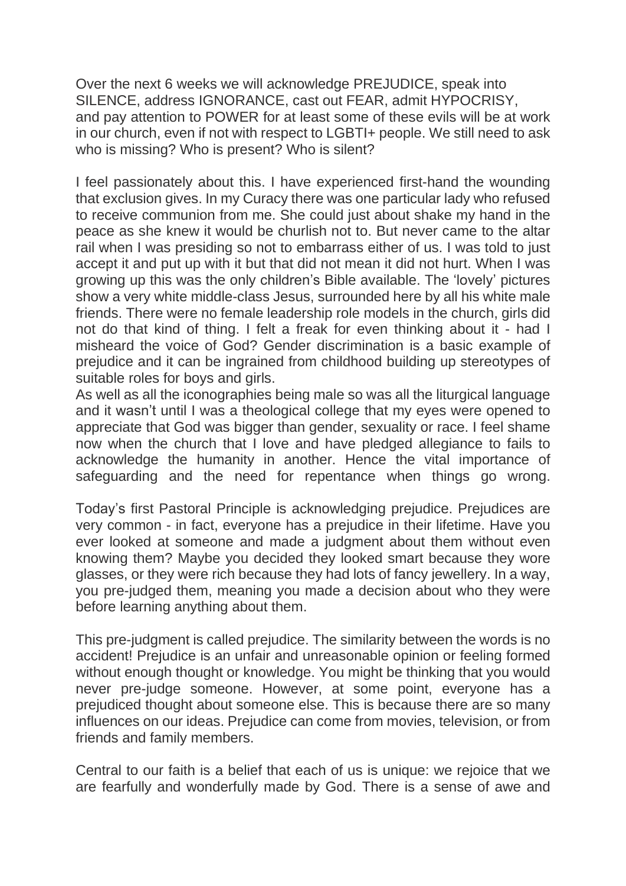Over the next 6 weeks we will acknowledge PREJUDICE, speak into SILENCE, address IGNORANCE, cast out FEAR, admit HYPOCRISY, and pay attention to POWER for at least some of these evils will be at work in our church, even if not with respect to LGBTI+ people. We still need to ask who is missing? Who is present? Who is silent?

I feel passionately about this. I have experienced first-hand the wounding that exclusion gives. In my Curacy there was one particular lady who refused to receive communion from me. She could just about shake my hand in the peace as she knew it would be churlish not to. But never came to the altar rail when I was presiding so not to embarrass either of us. I was told to just accept it and put up with it but that did not mean it did not hurt. When I was growing up this was the only children's Bible available. The 'lovely' pictures show a very white middle-class Jesus, surrounded here by all his white male friends. There were no female leadership role models in the church, girls did not do that kind of thing. I felt a freak for even thinking about it - had I misheard the voice of God? Gender discrimination is a basic example of prejudice and it can be ingrained from childhood building up stereotypes of suitable roles for boys and girls.
As well as all the iconographies being male so was all the liturgical language and it wasn't until I was a theological college that my eyes were opened to appreciate that God was bigger than gender, sexuality or race. I feel shame now when the church that I love and have pledged allegiance to fails to acknowledge the humanity in another. Hence the vital importance of safeguarding and the need for repentance when things go wrong.

Today's first Pastoral Principle is acknowledging prejudice. Prejudices are very common - in fact, everyone has a prejudice in their lifetime. Have you ever looked at someone and made a judgment about them without even knowing them? Maybe you decided they looked smart because they wore glasses, or they were rich because they had lots of fancy jewellery. In a way, you pre-judged them, meaning you made a decision about who they were before learning anything about them.

This pre-judgment is called prejudice. The similarity between the words is no accident! Prejudice is an unfair and unreasonable opinion or feeling formed without enough thought or knowledge. You might be thinking that you would never pre-judge someone. However, at some point, everyone has a prejudiced thought about someone else. This is because there are so many influences on our ideas. Prejudice can come from movies, television, or from friends and family members.

Central to our faith is a belief that each of us is unique: we rejoice that we are fearfully and wonderfully made by God. There is a sense of awe and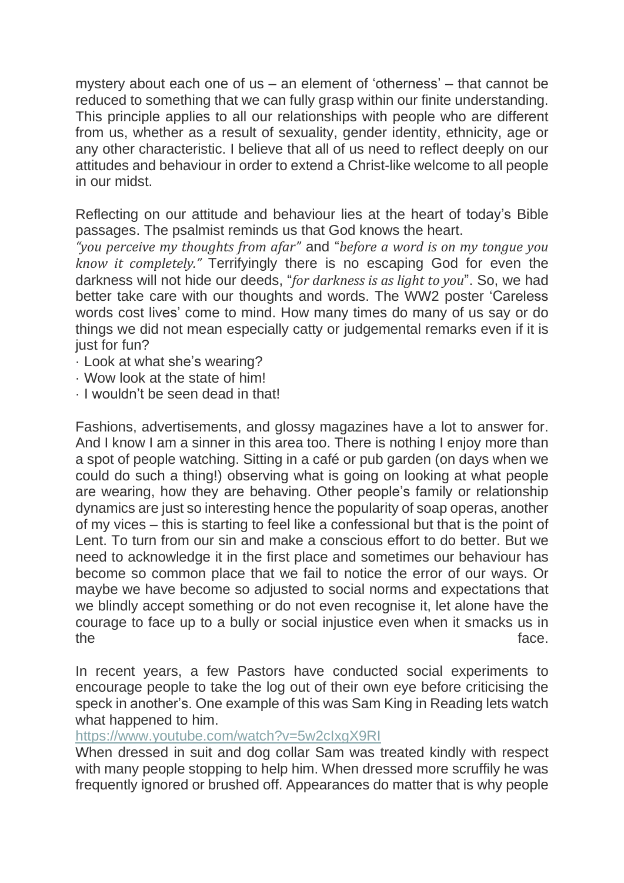mystery about each one of us – an element of 'otherness' – that cannot be reduced to something that we can fully grasp within our finite understanding. This principle applies to all our relationships with people who are different from us, whether as a result of sexuality, gender identity, ethnicity, age or any other characteristic. I believe that all of us need to reflect deeply on our attitudes and behaviour in order to extend a Christ-like welcome to all people in our midst.

Reflecting on our attitude and behaviour lies at the heart of today's Bible passages. The psalmist reminds us that God knows the heart. *"you perceive my thoughts from afar"* and "*before a word is on my tongue you know it completely."* Terrifyingly there is no escaping God for even the darkness will not hide our deeds, "*for darkness is as light to you*". So, we had better take care with our thoughts and words. The WW2 poster 'Careless words cost lives' come to mind. How many times do many of us say or do things we did not mean especially catty or judgemental remarks even if it is just for fun?

- Look at what she's wearing?
- Wow look at the state of him!
- I wouldn't be seen dead in that!

Fashions, advertisements, and glossy magazines have a lot to answer for. And I know I am a sinner in this area too. There is nothing I enjoy more than a spot of people watching. Sitting in a café or pub garden (on days when we could do such a thing!) observing what is going on looking at what people are wearing, how they are behaving. Other people's family or relationship dynamics are just so interesting hence the popularity of soap operas, another of my vices – this is starting to feel like a confessional but that is the point of Lent. To turn from our sin and make a conscious effort to do better. But we need to acknowledge it in the first place and sometimes our behaviour has become so common place that we fail to notice the error of our ways. Or maybe we have become so adjusted to social norms and expectations that we blindly accept something or do not even recognise it, let alone have the courage to face up to a bully or social injustice even when it smacks us in the face.

In recent years, a few Pastors have conducted social experiments to encourage people to take the log out of their own eye before criticising the speck in another's. One example of this was Sam King in Reading lets watch what happened to him.

https://www.youtube.com/watch?v=5w2cIxgX9RI

When dressed in suit and dog collar Sam was treated kindly with respect with many people stopping to help him. When dressed more scruffily he was frequently ignored or brushed off. Appearances do matter that is why people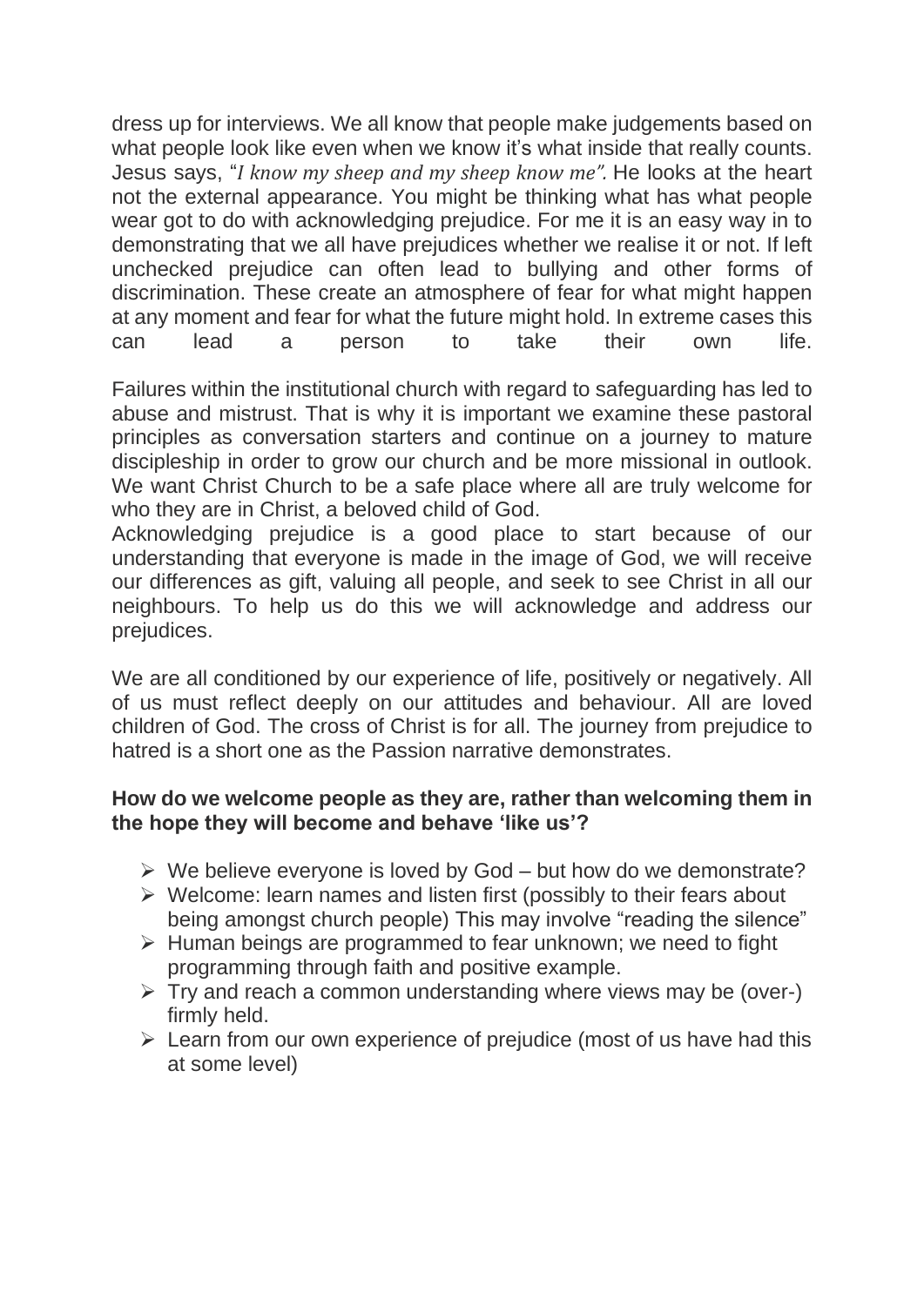dress up for interviews. We all know that people make judgements based on what people look like even when we know it's what inside that really counts. Jesus says, "*I know my sheep and my sheep know me".* He looks at the heart not the external appearance. You might be thinking what has what people wear got to do with acknowledging prejudice. For me it is an easy way in to demonstrating that we all have prejudices whether we realise it or not. If left unchecked prejudice can often lead to bullying and other forms of discrimination. These create an atmosphere of fear for what might happen at any moment and fear for what the future might hold. In extreme cases this can lead a person to take their own life.

Failures within the institutional church with regard to safeguarding has led to abuse and mistrust. That is why it is important we examine these pastoral principles as conversation starters and continue on a journey to mature discipleship in order to grow our church and be more missional in outlook. We want Christ Church to be a safe place where all are truly welcome for who they are in Christ, a beloved child of God.
Acknowledging prejudice is a good place to start because of our understanding that everyone is made in the image of God, we will receive our differences as gift, valuing all people, and seek to see Christ in all our neighbours. To help us do this we will acknowledge and address our prejudices.

We are all conditioned by our experience of life, positively or negatively. All of us must reflect deeply on our attitudes and behaviour. All are loved children of God. The cross of Christ is for all. The journey from prejudice to hatred is a short one as the Passion narrative demonstrates.

**How do we welcome people as they are, rather than welcoming them in the hope they will become and behave 'like us'?**

- We believe everyone is loved by God – but how do we demonstrate?
- Welcome: learn names and listen first (possibly to their fears about being amongst church people) This may involve "reading the silence"
- Human beings are programmed to fear unknown; we need to fight programming through faith and positive example.
- Try and reach a common understanding where views may be (over-) firmly held.
- Learn from our own experience of prejudice (most of us have had this at some level)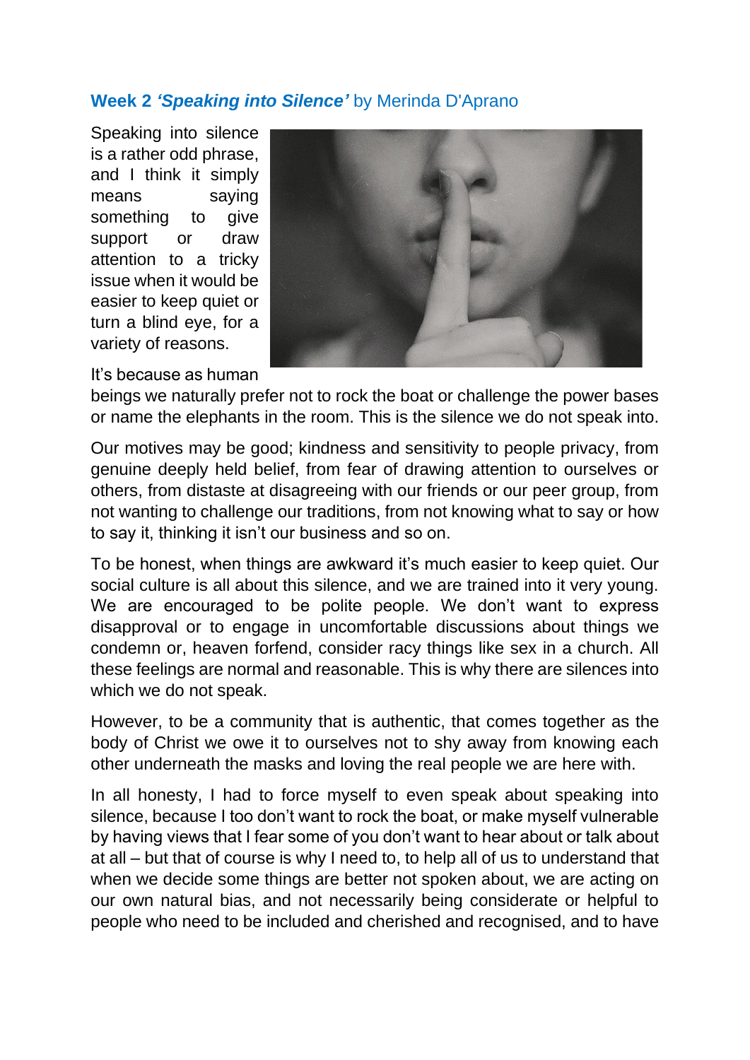## Week 2 *'Speaking into Silence'* by Merinda D'Aprano

Speaking into silence is a rather odd phrase, and I think it simply means saying something to give support or draw attention to a tricky issue when it would be easier to keep quiet or turn a blind eye, for a variety of reasons.

It's because as human beings we naturally prefer not to rock the boat or challenge the power bases or name the elephants in the room. This is the silence we do not speak into.

Our motives may be good; kindness and sensitivity to people privacy, from genuine deeply held belief, from fear of drawing attention to ourselves or others, from distaste at disagreeing with our friends or our peer group, from not wanting to challenge our traditions, from not knowing what to say or how to say it, thinking it isn't our business and so on.

To be honest, when things are awkward it's much easier to keep quiet. Our social culture is all about this silence, and we are trained into it very young. We are encouraged to be polite people. We don't want to express disapproval or to engage in uncomfortable discussions about things we condemn or, heaven forfend, consider racy things like sex in a church. All these feelings are normal and reasonable. This is why there are silences into which we do not speak.

However, to be a community that is authentic, that comes together as the body of Christ we owe it to ourselves not to shy away from knowing each other underneath the masks and loving the real people we are here with.

In all honesty, I had to force myself to even speak about speaking into silence, because I too don't want to rock the boat, or make myself vulnerable by having views that I fear some of you don't want to hear about or talk about at all – but that of course is why I need to, to help all of us to understand that when we decide some things are better not spoken about, we are acting on our own natural bias, and not necessarily being considerate or helpful to people who need to be included and cherished and recognised, and to have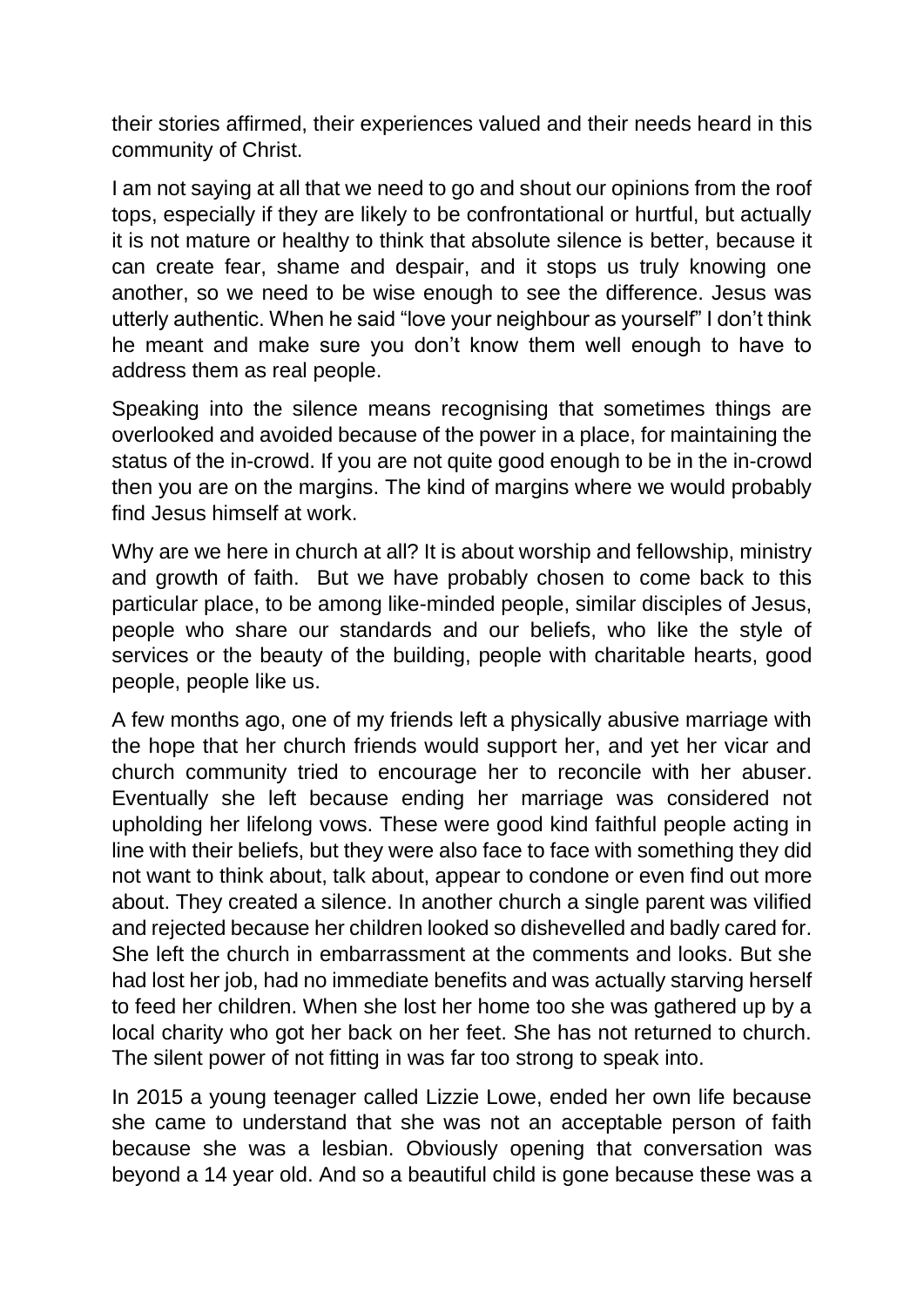their stories affirmed, their experiences valued and their needs heard in this community of Christ.

I am not saying at all that we need to go and shout our opinions from the roof tops, especially if they are likely to be confrontational or hurtful, but actually it is not mature or healthy to think that absolute silence is better, because it can create fear, shame and despair, and it stops us truly knowing one another, so we need to be wise enough to see the difference. Jesus was utterly authentic. When he said "love your neighbour as yourself" I don't think he meant and make sure you don't know them well enough to have to address them as real people.

Speaking into the silence means recognising that sometimes things are overlooked and avoided because of the power in a place, for maintaining the status of the in-crowd. If you are not quite good enough to be in the in-crowd then you are on the margins. The kind of margins where we would probably find Jesus himself at work.

Why are we here in church at all? It is about worship and fellowship, ministry and growth of faith. But we have probably chosen to come back to this particular place, to be among like-minded people, similar disciples of Jesus, people who share our standards and our beliefs, who like the style of services or the beauty of the building, people with charitable hearts, good people, people like us.

A few months ago, one of my friends left a physically abusive marriage with the hope that her church friends would support her, and yet her vicar and church community tried to encourage her to reconcile with her abuser. Eventually she left because ending her marriage was considered not upholding her lifelong vows. These were good kind faithful people acting in line with their beliefs, but they were also face to face with something they did not want to think about, talk about, appear to condone or even find out more about. They created a silence. In another church a single parent was vilified and rejected because her children looked so dishevelled and badly cared for. She left the church in embarrassment at the comments and looks. But she had lost her job, had no immediate benefits and was actually starving herself to feed her children. When she lost her home too she was gathered up by a local charity who got her back on her feet. She has not returned to church. The silent power of not fitting in was far too strong to speak into.

In 2015 a young teenager called Lizzie Lowe, ended her own life because she came to understand that she was not an acceptable person of faith because she was a lesbian. Obviously opening that conversation was beyond a 14 year old. And so a beautiful child is gone because these was a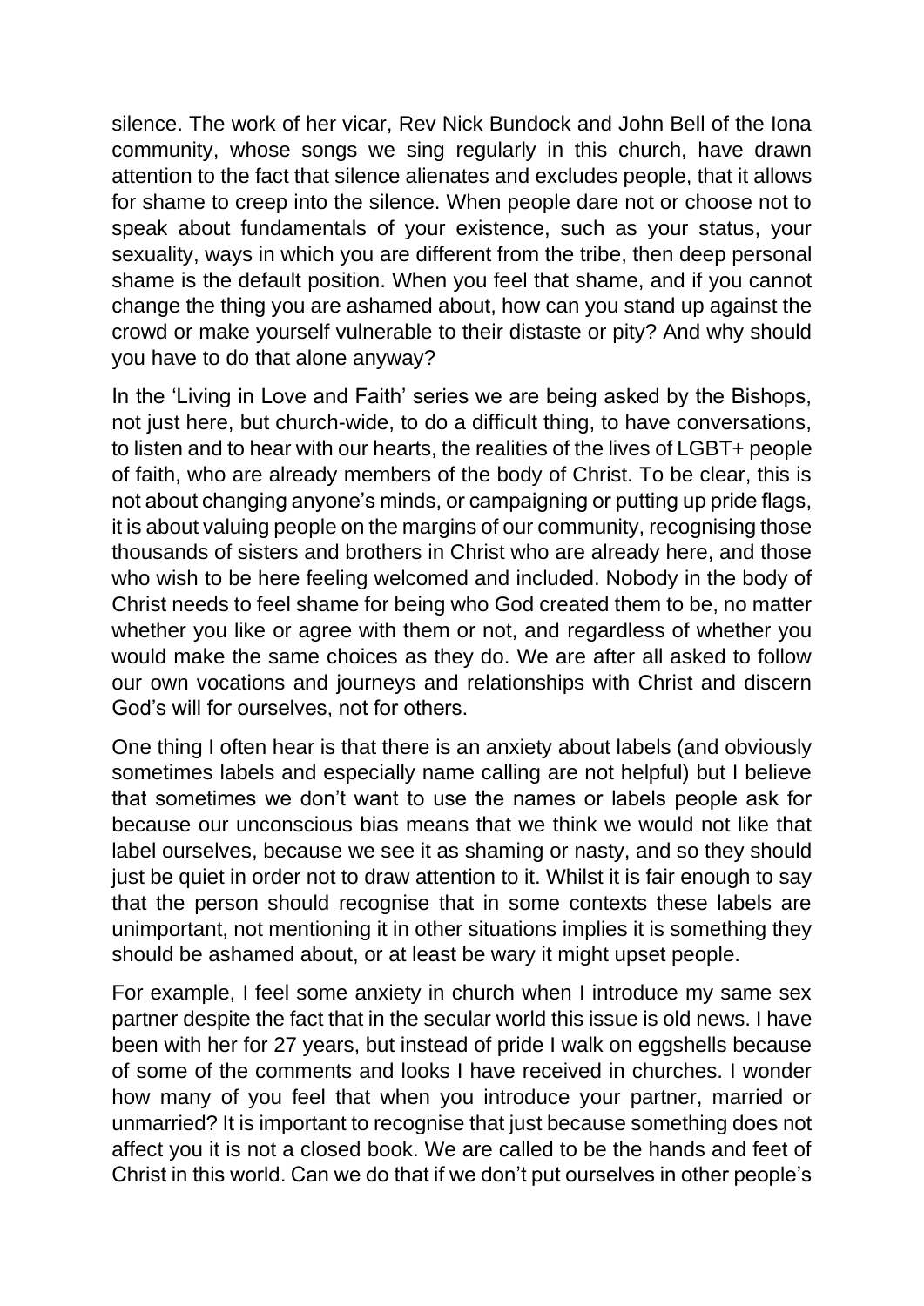silence. The work of her vicar, Rev Nick Bundock and John Bell of the Iona community, whose songs we sing regularly in this church, have drawn attention to the fact that silence alienates and excludes people, that it allows for shame to creep into the silence. When people dare not or choose not to speak about fundamentals of your existence, such as your status, your sexuality, ways in which you are different from the tribe, then deep personal shame is the default position. When you feel that shame, and if you cannot change the thing you are ashamed about, how can you stand up against the crowd or make yourself vulnerable to their distaste or pity? And why should you have to do that alone anyway?

In the 'Living in Love and Faith' series we are being asked by the Bishops, not just here, but church-wide, to do a difficult thing, to have conversations, to listen and to hear with our hearts, the realities of the lives of LGBT+ people of faith, who are already members of the body of Christ. To be clear, this is not about changing anyone's minds, or campaigning or putting up pride flags, it is about valuing people on the margins of our community, recognising those thousands of sisters and brothers in Christ who are already here, and those who wish to be here feeling welcomed and included. Nobody in the body of Christ needs to feel shame for being who God created them to be, no matter whether you like or agree with them or not, and regardless of whether you would make the same choices as they do. We are after all asked to follow our own vocations and journeys and relationships with Christ and discern God's will for ourselves, not for others.

One thing I often hear is that there is an anxiety about labels (and obviously sometimes labels and especially name calling are not helpful) but I believe that sometimes we don't want to use the names or labels people ask for because our unconscious bias means that we think we would not like that label ourselves, because we see it as shaming or nasty, and so they should just be quiet in order not to draw attention to it. Whilst it is fair enough to say that the person should recognise that in some contexts these labels are unimportant, not mentioning it in other situations implies it is something they should be ashamed about, or at least be wary it might upset people.

For example, I feel some anxiety in church when I introduce my same sex partner despite the fact that in the secular world this issue is old news. I have been with her for 27 years, but instead of pride I walk on eggshells because of some of the comments and looks I have received in churches. I wonder how many of you feel that when you introduce your partner, married or unmarried? It is important to recognise that just because something does not affect you it is not a closed book. We are called to be the hands and feet of Christ in this world. Can we do that if we don't put ourselves in other people's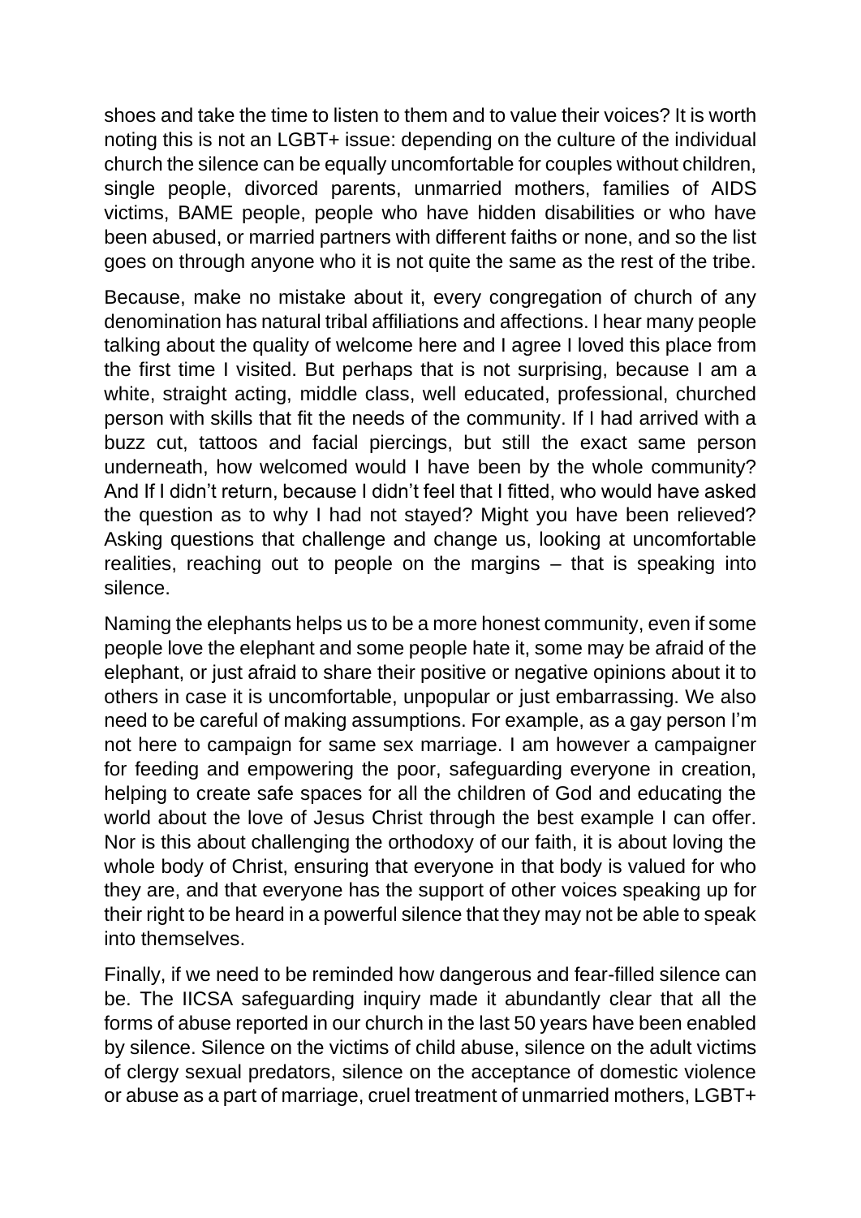shoes and take the time to listen to them and to value their voices? It is worth noting this is not an LGBT+ issue: depending on the culture of the individual church the silence can be equally uncomfortable for couples without children, single people, divorced parents, unmarried mothers, families of AIDS victims, BAME people, people who have hidden disabilities or who have been abused, or married partners with different faiths or none, and so the list goes on through anyone who it is not quite the same as the rest of the tribe.

Because, make no mistake about it, every congregation of church of any denomination has natural tribal affiliations and affections. I hear many people talking about the quality of welcome here and I agree I loved this place from the first time I visited. But perhaps that is not surprising, because I am a white, straight acting, middle class, well educated, professional, churched person with skills that fit the needs of the community. If I had arrived with a buzz cut, tattoos and facial piercings, but still the exact same person underneath, how welcomed would I have been by the whole community? And If I didn't return, because I didn't feel that I fitted, who would have asked the question as to why I had not stayed? Might you have been relieved? Asking questions that challenge and change us, looking at uncomfortable realities, reaching out to people on the margins – that is speaking into silence.

Naming the elephants helps us to be a more honest community, even if some people love the elephant and some people hate it, some may be afraid of the elephant, or just afraid to share their positive or negative opinions about it to others in case it is uncomfortable, unpopular or just embarrassing. We also need to be careful of making assumptions. For example, as a gay person I'm not here to campaign for same sex marriage. I am however a campaigner for feeding and empowering the poor, safeguarding everyone in creation, helping to create safe spaces for all the children of God and educating the world about the love of Jesus Christ through the best example I can offer. Nor is this about challenging the orthodoxy of our faith, it is about loving the whole body of Christ, ensuring that everyone in that body is valued for who they are, and that everyone has the support of other voices speaking up for their right to be heard in a powerful silence that they may not be able to speak into themselves.

Finally, if we need to be reminded how dangerous and fear-filled silence can be. The IICSA safeguarding inquiry made it abundantly clear that all the forms of abuse reported in our church in the last 50 years have been enabled by silence. Silence on the victims of child abuse, silence on the adult victims of clergy sexual predators, silence on the acceptance of domestic violence or abuse as a part of marriage, cruel treatment of unmarried mothers, LGBT+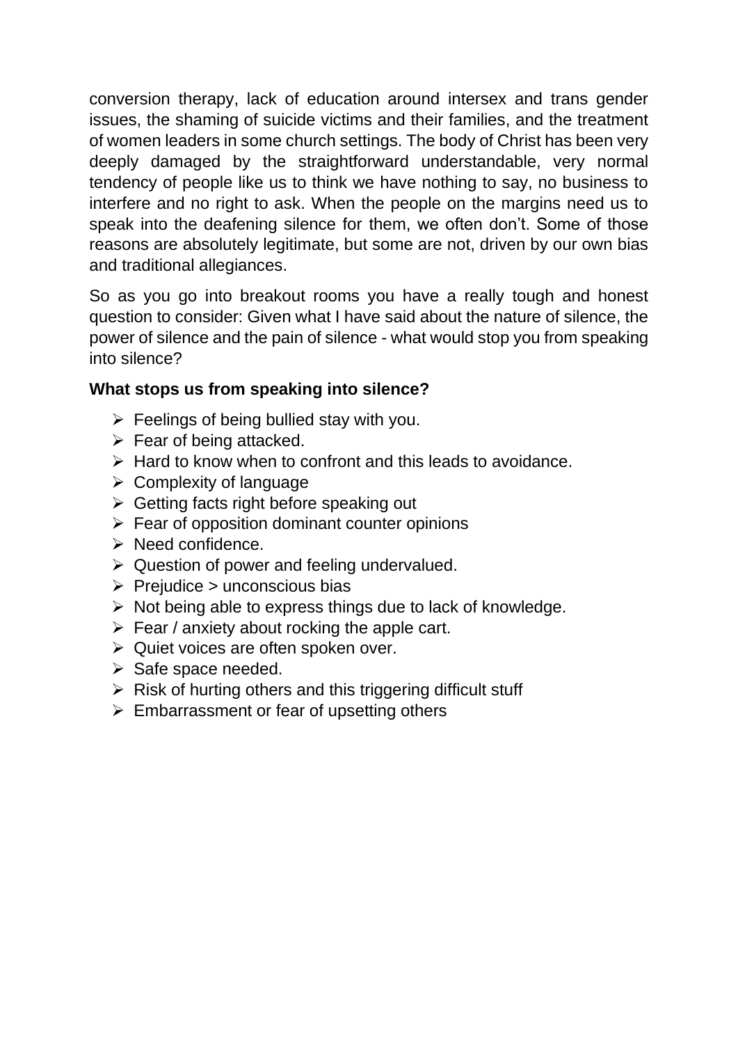conversion therapy, lack of education around intersex and trans gender issues, the shaming of suicide victims and their families, and the treatment of women leaders in some church settings. The body of Christ has been very deeply damaged by the straightforward understandable, very normal tendency of people like us to think we have nothing to say, no business to interfere and no right to ask. When the people on the margins need us to speak into the deafening silence for them, we often don't. Some of those reasons are absolutely legitimate, but some are not, driven by our own bias and traditional allegiances.

So as you go into breakout rooms you have a really tough and honest question to consider: Given what I have said about the nature of silence, the power of silence and the pain of silence - what would stop you from speaking into silence?

**What stops us from speaking into silence?**

- Feelings of being bullied stay with you.
- Fear of being attacked.
- Hard to know when to confront and this leads to avoidance.
- Complexity of language
- Getting facts right before speaking out
- Fear of opposition dominant counter opinions
- Need confidence.
- Question of power and feeling undervalued.
- Prejudice > unconscious bias
- Not being able to express things due to lack of knowledge.
- Fear / anxiety about rocking the apple cart.
- Quiet voices are often spoken over.
- Safe space needed.
- Risk of hurting others and this triggering difficult stuff
- Embarrassment or fear of upsetting others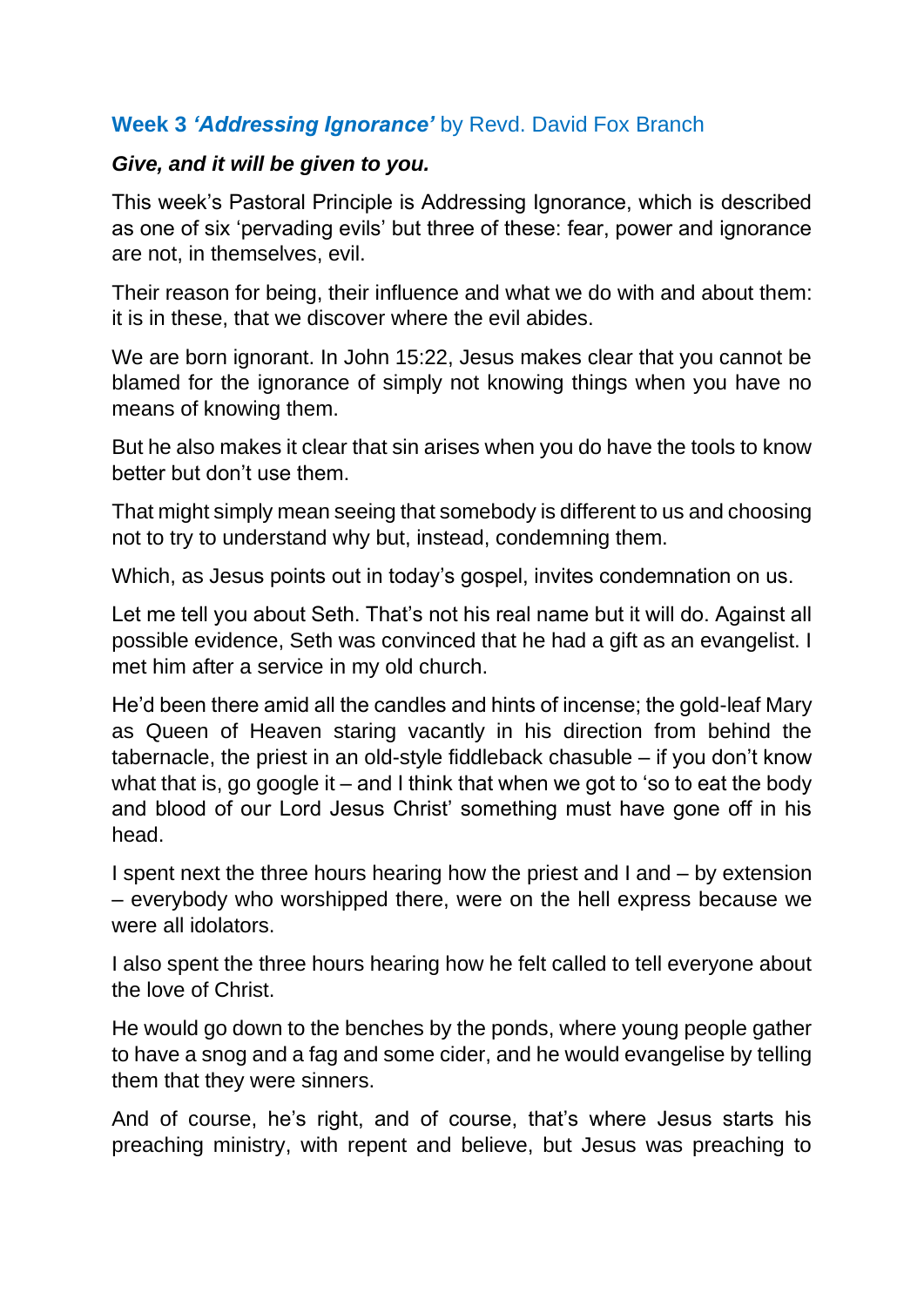## **Week 3 *'Addressing Ignorance'*** by Revd. David Fox Branch

***Give, and it will be given to you.***

This week's Pastoral Principle is Addressing Ignorance, which is described as one of six 'pervading evils' but three of these: fear, power and ignorance are not, in themselves, evil.

Their reason for being, their influence and what we do with and about them: it is in these, that we discover where the evil abides.

We are born ignorant. In John 15:22, Jesus makes clear that you cannot be blamed for the ignorance of simply not knowing things when you have no means of knowing them.

But he also makes it clear that sin arises when you do have the tools to know better but don't use them.

That might simply mean seeing that somebody is different to us and choosing not to try to understand why but, instead, condemning them.

Which, as Jesus points out in today's gospel, invites condemnation on us.

Let me tell you about Seth. That's not his real name but it will do. Against all possible evidence, Seth was convinced that he had a gift as an evangelist. I met him after a service in my old church.

He'd been there amid all the candles and hints of incense; the gold-leaf Mary as Queen of Heaven staring vacantly in his direction from behind the tabernacle, the priest in an old-style fiddleback chasuble – if you don't know what that is, go google it – and I think that when we got to 'so to eat the body and blood of our Lord Jesus Christ' something must have gone off in his head.

I spent next the three hours hearing how the priest and I and – by extension – everybody who worshipped there, were on the hell express because we were all idolators.

I also spent the three hours hearing how he felt called to tell everyone about the love of Christ.

He would go down to the benches by the ponds, where young people gather to have a snog and a fag and some cider, and he would evangelise by telling them that they were sinners.

And of course, he's right, and of course, that's where Jesus starts his preaching ministry, with repent and believe, but Jesus was preaching to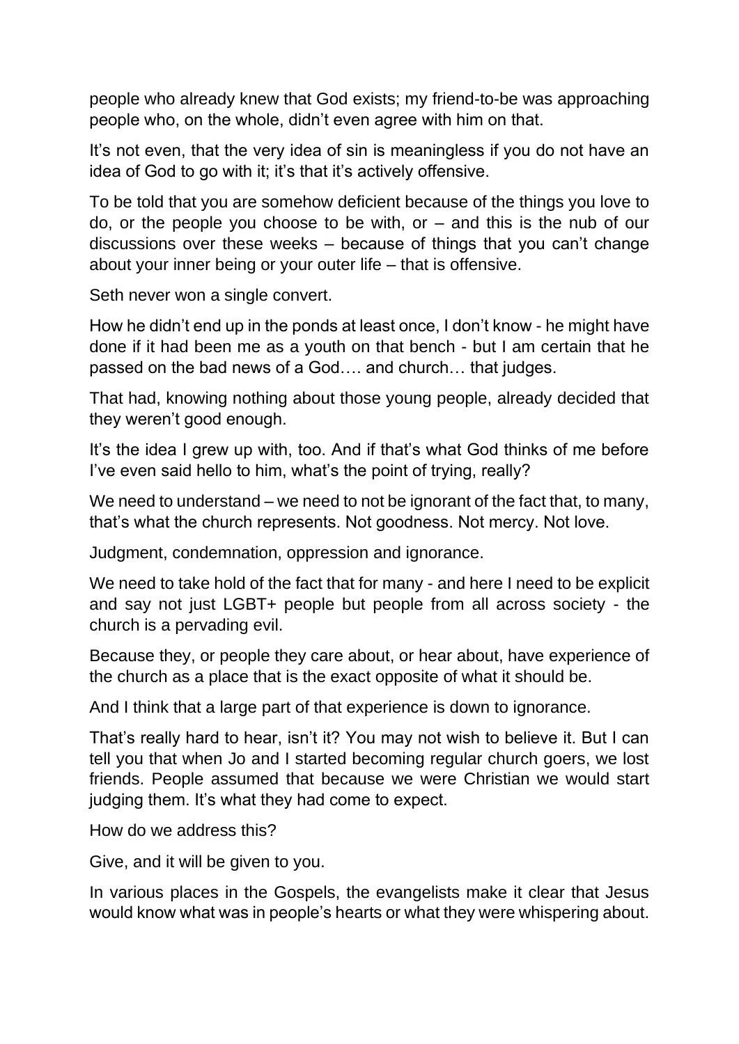people who already knew that God exists; my friend-to-be was approaching people who, on the whole, didn't even agree with him on that.

It's not even, that the very idea of sin is meaningless if you do not have an idea of God to go with it; it's that it's actively offensive.

To be told that you are somehow deficient because of the things you love to do, or the people you choose to be with, or – and this is the nub of our discussions over these weeks – because of things that you can't change about your inner being or your outer life – that is offensive.

Seth never won a single convert.

How he didn't end up in the ponds at least once, I don't know - he might have done if it had been me as a youth on that bench - but I am certain that he passed on the bad news of a God…. and church… that judges.

That had, knowing nothing about those young people, already decided that they weren't good enough.

It's the idea I grew up with, too. And if that's what God thinks of me before I've even said hello to him, what's the point of trying, really?

We need to understand – we need to not be ignorant of the fact that, to many, that's what the church represents. Not goodness. Not mercy. Not love.

Judgment, condemnation, oppression and ignorance.

We need to take hold of the fact that for many - and here I need to be explicit and say not just LGBT+ people but people from all across society - the church is a pervading evil.

Because they, or people they care about, or hear about, have experience of the church as a place that is the exact opposite of what it should be.

And I think that a large part of that experience is down to ignorance.

That's really hard to hear, isn't it? You may not wish to believe it. But I can tell you that when Jo and I started becoming regular church goers, we lost friends. People assumed that because we were Christian we would start judging them. It's what they had come to expect.

How do we address this?

Give, and it will be given to you.

In various places in the Gospels, the evangelists make it clear that Jesus would know what was in people's hearts or what they were whispering about.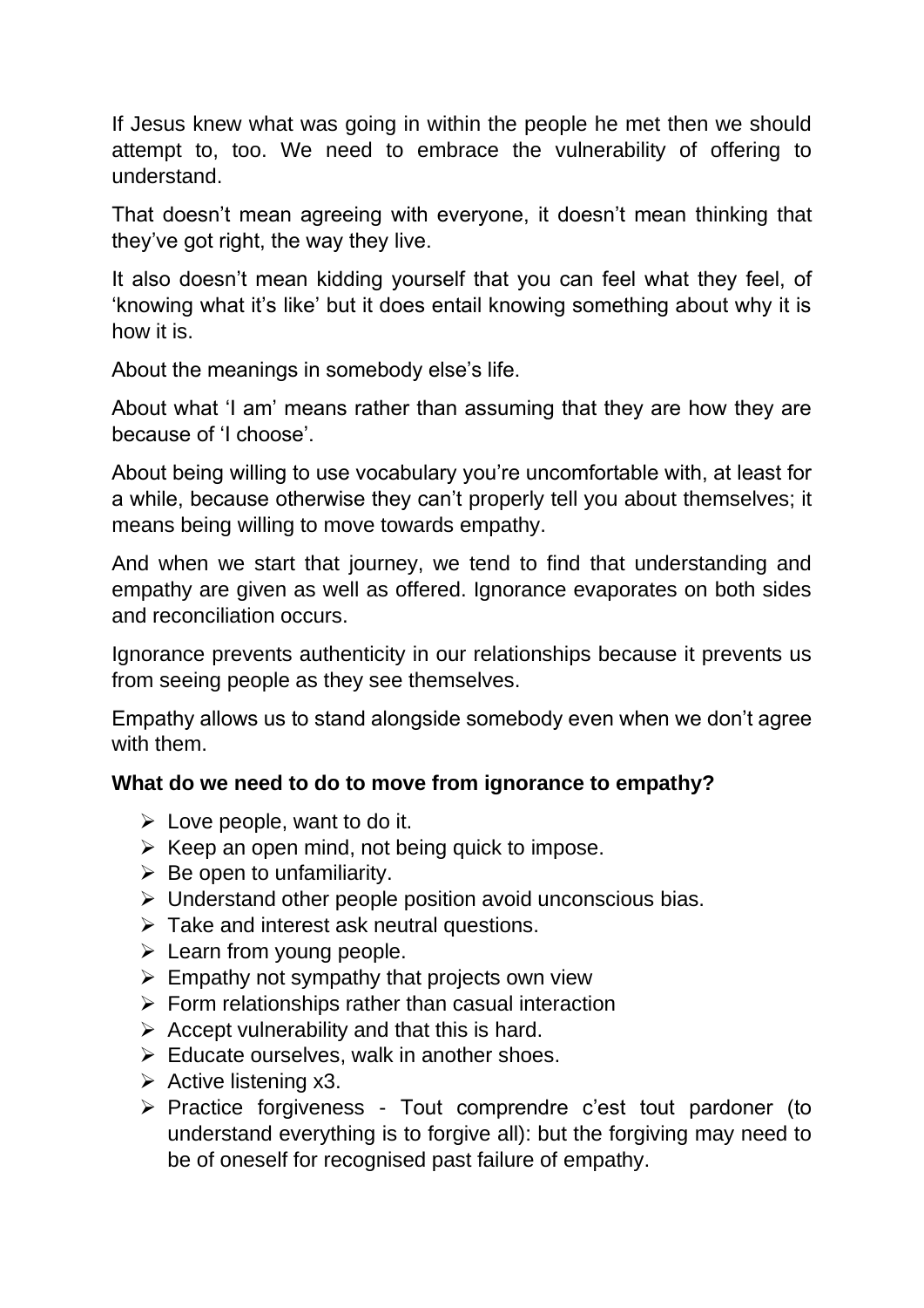If Jesus knew what was going in within the people he met then we should attempt to, too. We need to embrace the vulnerability of offering to understand.

That doesn't mean agreeing with everyone, it doesn't mean thinking that they've got right, the way they live.

It also doesn't mean kidding yourself that you can feel what they feel, of 'knowing what it's like' but it does entail knowing something about why it is how it is.

About the meanings in somebody else's life.

About what 'I am' means rather than assuming that they are how they are because of 'I choose'.

About being willing to use vocabulary you're uncomfortable with, at least for a while, because otherwise they can't properly tell you about themselves; it means being willing to move towards empathy.

And when we start that journey, we tend to find that understanding and empathy are given as well as offered. Ignorance evaporates on both sides and reconciliation occurs.

Ignorance prevents authenticity in our relationships because it prevents us from seeing people as they see themselves.

Empathy allows us to stand alongside somebody even when we don't agree with them.

**What do we need to do to move from ignorance to empathy?**

- Love people, want to do it.
- Keep an open mind, not being quick to impose.
- Be open to unfamiliarity.
- Understand other people position avoid unconscious bias.
- Take and interest ask neutral questions.
- Learn from young people.
- Empathy not sympathy that projects own view
- Form relationships rather than casual interaction
- Accept vulnerability and that this is hard.
- Educate ourselves, walk in another shoes.
- Active listening x3.
- Practice forgiveness - Tout comprendre c'est tout pardoner (to understand everything is to forgive all): but the forgiving may need to be of oneself for recognised past failure of empathy.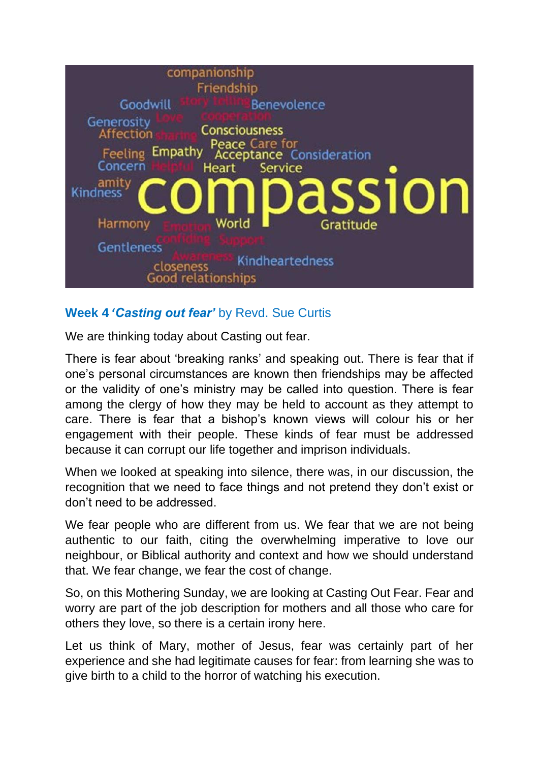## Week 4 *'Casting out fear'* by Revd. Sue Curtis

We are thinking today about Casting out fear.

There is fear about 'breaking ranks' and speaking out. There is fear that if one's personal circumstances are known then friendships may be affected or the validity of one's ministry may be called into question. There is fear among the clergy of how they may be held to account as they attempt to care. There is fear that a bishop's known views will colour his or her engagement with their people. These kinds of fear must be addressed because it can corrupt our life together and imprison individuals.

When we looked at speaking into silence, there was, in our discussion, the recognition that we need to face things and not pretend they don't exist or don't need to be addressed.

We fear people who are different from us. We fear that we are not being authentic to our faith, citing the overwhelming imperative to love our neighbour, or Biblical authority and context and how we should understand that. We fear change, we fear the cost of change.

So, on this Mothering Sunday, we are looking at Casting Out Fear. Fear and worry are part of the job description for mothers and all those who care for others they love, so there is a certain irony here.

Let us think of Mary, mother of Jesus, fear was certainly part of her experience and she had legitimate causes for fear: from learning she was to give birth to a child to the horror of watching his execution.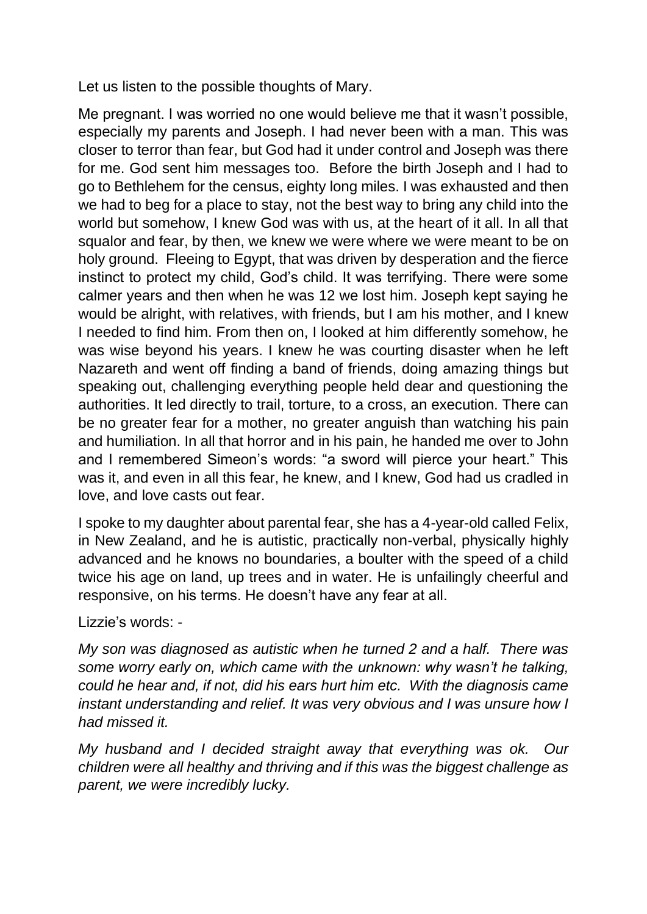Let us listen to the possible thoughts of Mary.

Me pregnant. I was worried no one would believe me that it wasn't possible, especially my parents and Joseph. I had never been with a man. This was closer to terror than fear, but God had it under control and Joseph was there for me. God sent him messages too. Before the birth Joseph and I had to go to Bethlehem for the census, eighty long miles. I was exhausted and then we had to beg for a place to stay, not the best way to bring any child into the world but somehow, I knew God was with us, at the heart of it all. In all that squalor and fear, by then, we knew we were where we were meant to be on holy ground. Fleeing to Egypt, that was driven by desperation and the fierce instinct to protect my child, God's child. It was terrifying. There were some calmer years and then when he was 12 we lost him. Joseph kept saying he would be alright, with relatives, with friends, but I am his mother, and I knew I needed to find him. From then on, I looked at him differently somehow, he was wise beyond his years. I knew he was courting disaster when he left Nazareth and went off finding a band of friends, doing amazing things but speaking out, challenging everything people held dear and questioning the authorities. It led directly to trail, torture, to a cross, an execution. There can be no greater fear for a mother, no greater anguish than watching his pain and humiliation. In all that horror and in his pain, he handed me over to John and I remembered Simeon's words: "a sword will pierce your heart." This was it, and even in all this fear, he knew, and I knew, God had us cradled in love, and love casts out fear.

I spoke to my daughter about parental fear, she has a 4-year-old called Felix, in New Zealand, and he is autistic, practically non-verbal, physically highly advanced and he knows no boundaries, a boulter with the speed of a child twice his age on land, up trees and in water. He is unfailingly cheerful and responsive, on his terms. He doesn't have any fear at all.

Lizzie's words: -

*My son was diagnosed as autistic when he turned 2 and a half. There was some worry early on, which came with the unknown: why wasn't he talking, could he hear and, if not, did his ears hurt him etc. With the diagnosis came instant understanding and relief. It was very obvious and I was unsure how I had missed it.*

*My husband and I decided straight away that everything was ok. Our children were all healthy and thriving and if this was the biggest challenge as parent, we were incredibly lucky.*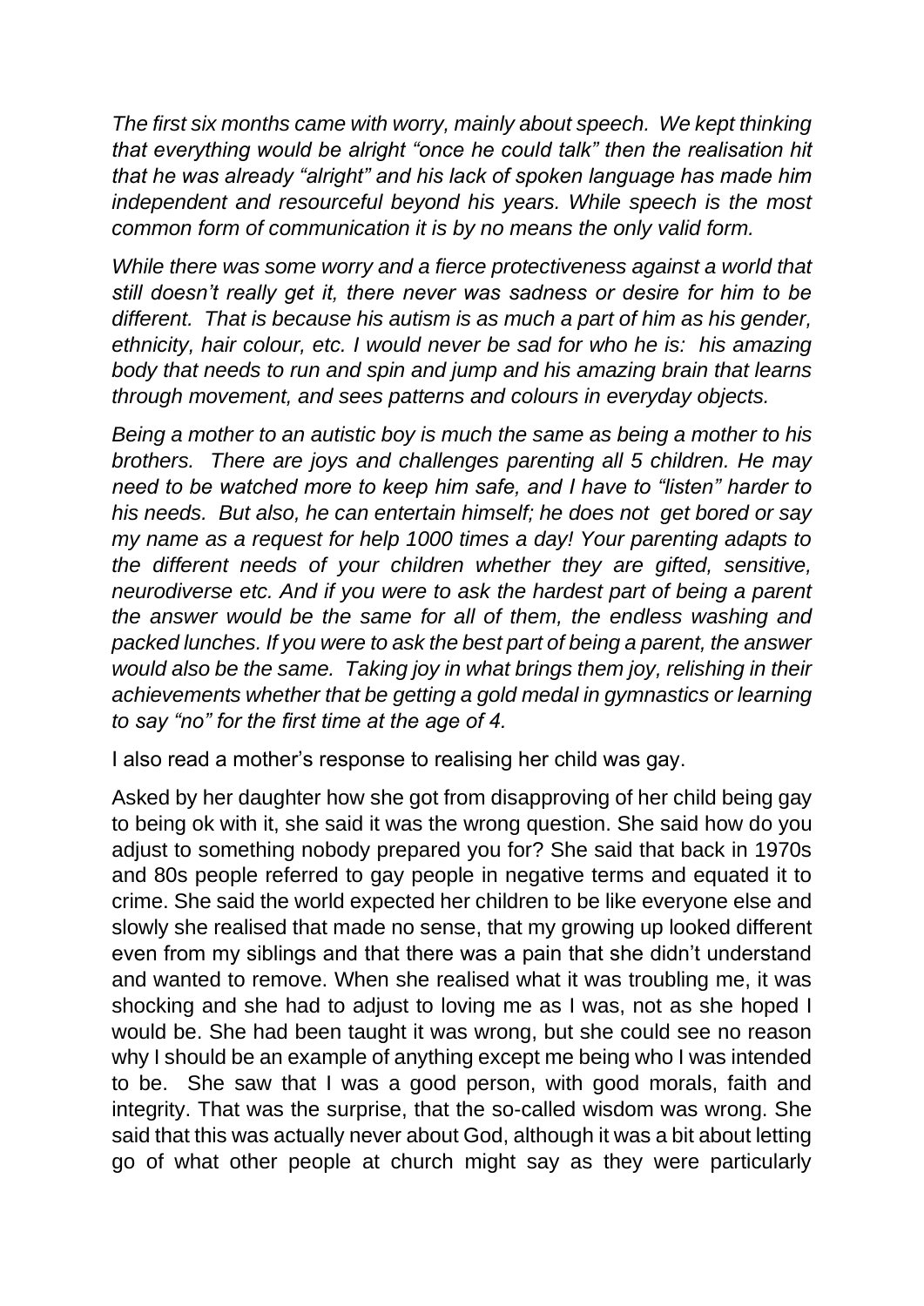*The first six months came with worry, mainly about speech. We kept thinking that everything would be alright "once he could talk" then the realisation hit that he was already "alright" and his lack of spoken language has made him independent and resourceful beyond his years. While speech is the most common form of communication it is by no means the only valid form.*

*While there was some worry and a fierce protectiveness against a world that still doesn't really get it, there never was sadness or desire for him to be different. That is because his autism is as much a part of him as his gender, ethnicity, hair colour, etc. I would never be sad for who he is: his amazing body that needs to run and spin and jump and his amazing brain that learns through movement, and sees patterns and colours in everyday objects.*

*Being a mother to an autistic boy is much the same as being a mother to his brothers. There are joys and challenges parenting all 5 children. He may need to be watched more to keep him safe, and I have to "listen" harder to his needs. But also, he can entertain himself; he does not get bored or say my name as a request for help 1000 times a day! Your parenting adapts to the different needs of your children whether they are gifted, sensitive, neurodiverse etc. And if you were to ask the hardest part of being a parent the answer would be the same for all of them, the endless washing and packed lunches. If you were to ask the best part of being a parent, the answer would also be the same. Taking joy in what brings them joy, relishing in their achievements whether that be getting a gold medal in gymnastics or learning to say "no" for the first time at the age of 4.*

I also read a mother's response to realising her child was gay.

Asked by her daughter how she got from disapproving of her child being gay to being ok with it, she said it was the wrong question. She said how do you adjust to something nobody prepared you for? She said that back in 1970s and 80s people referred to gay people in negative terms and equated it to crime. She said the world expected her children to be like everyone else and slowly she realised that made no sense, that my growing up looked different even from my siblings and that there was a pain that she didn't understand and wanted to remove. When she realised what it was troubling me, it was shocking and she had to adjust to loving me as I was, not as she hoped I would be. She had been taught it was wrong, but she could see no reason why I should be an example of anything except me being who I was intended to be. She saw that I was a good person, with good morals, faith and integrity. That was the surprise, that the so-called wisdom was wrong. She said that this was actually never about God, although it was a bit about letting go of what other people at church might say as they were particularly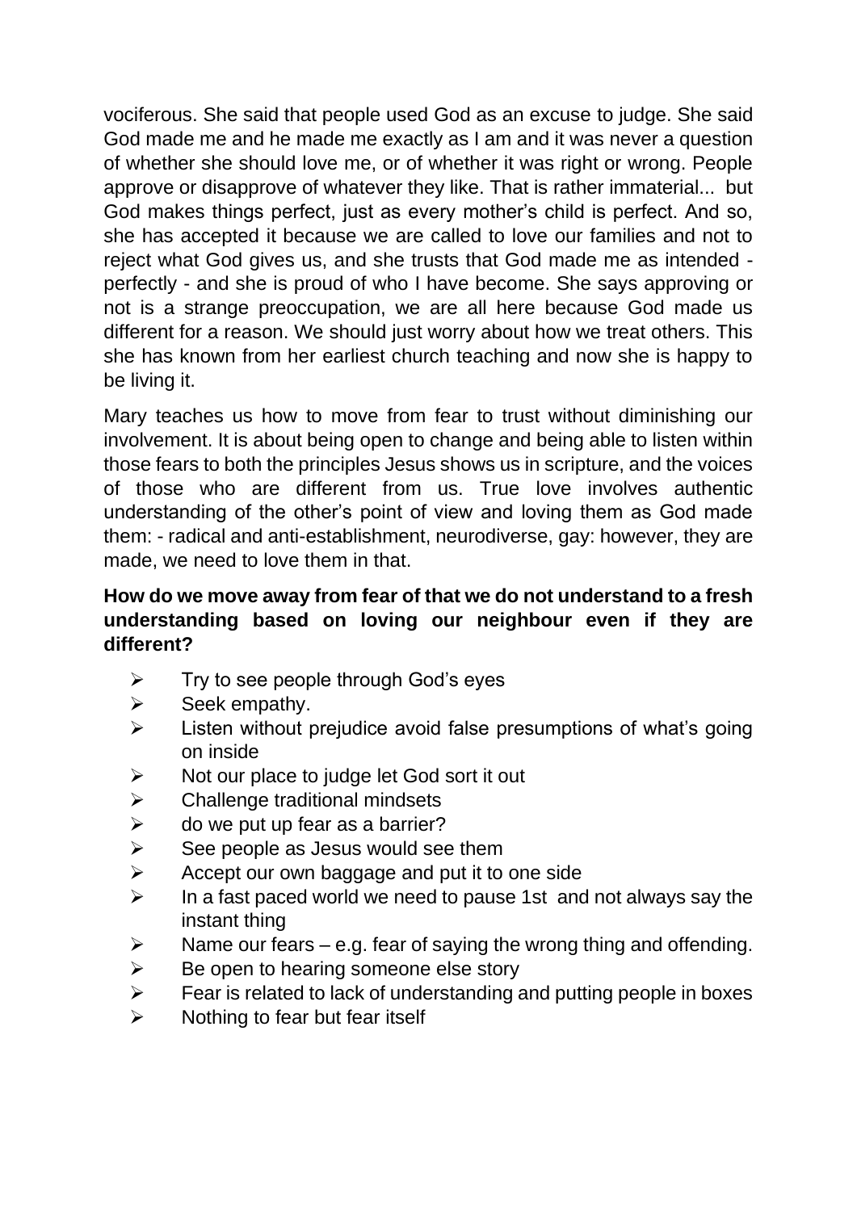vociferous. She said that people used God as an excuse to judge. She said God made me and he made me exactly as I am and it was never a question of whether she should love me, or of whether it was right or wrong. People approve or disapprove of whatever they like. That is rather immaterial... but God makes things perfect, just as every mother's child is perfect. And so, she has accepted it because we are called to love our families and not to reject what God gives us, and she trusts that God made me as intended - perfectly - and she is proud of who I have become. She says approving or not is a strange preoccupation, we are all here because God made us different for a reason. We should just worry about how we treat others. This she has known from her earliest church teaching and now she is happy to be living it.

Mary teaches us how to move from fear to trust without diminishing our involvement. It is about being open to change and being able to listen within those fears to both the principles Jesus shows us in scripture, and the voices of those who are different from us. True love involves authentic understanding of the other's point of view and loving them as God made them: - radical and anti-establishment, neurodiverse, gay: however, they are made, we need to love them in that.

**How do we move away from fear of that we do not understand to a fresh understanding based on loving our neighbour even if they are different?**

- Try to see people through God's eyes
- Seek empathy.
- Listen without prejudice avoid false presumptions of what's going on inside
- Not our place to judge let God sort it out
- Challenge traditional mindsets
- do we put up fear as a barrier?
- See people as Jesus would see them
- Accept our own baggage and put it to one side
- In a fast paced world we need to pause 1st and not always say the instant thing
- Name our fears – e.g. fear of saying the wrong thing and offending.
- Be open to hearing someone else story
- Fear is related to lack of understanding and putting people in boxes
- Nothing to fear but fear itself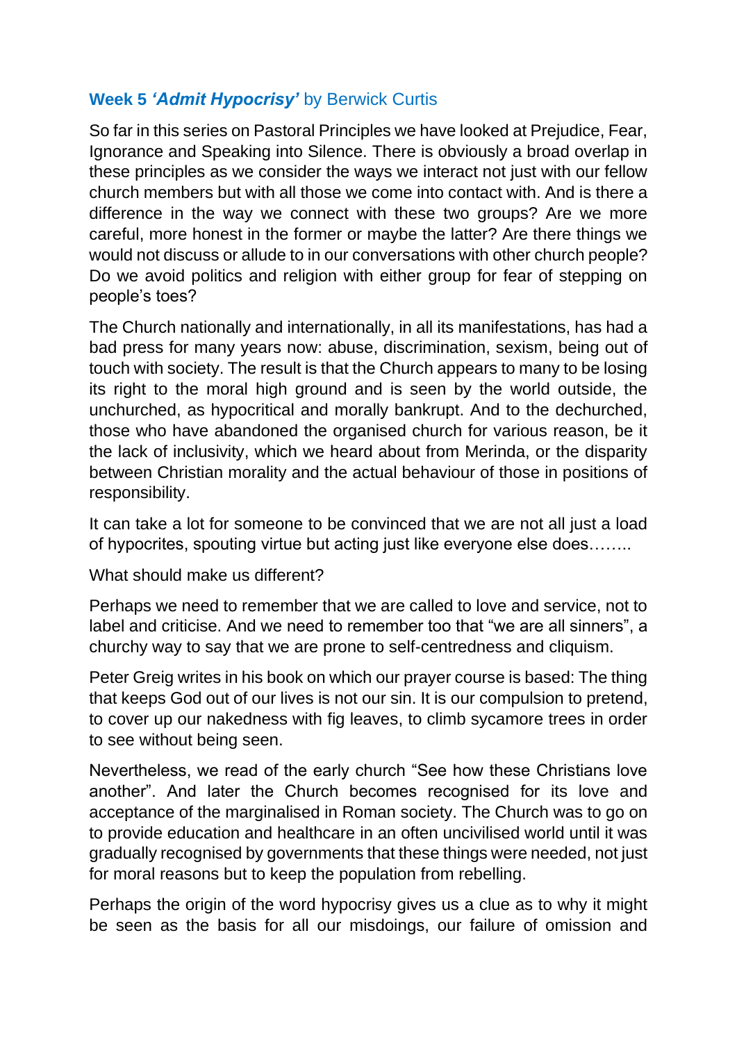### **Week 5 *'Admit Hypocrisy'*** by Berwick Curtis

So far in this series on Pastoral Principles we have looked at Prejudice, Fear, Ignorance and Speaking into Silence. There is obviously a broad overlap in these principles as we consider the ways we interact not just with our fellow church members but with all those we come into contact with. And is there a difference in the way we connect with these two groups? Are we more careful, more honest in the former or maybe the latter? Are there things we would not discuss or allude to in our conversations with other church people? Do we avoid politics and religion with either group for fear of stepping on people's toes?

The Church nationally and internationally, in all its manifestations, has had a bad press for many years now: abuse, discrimination, sexism, being out of touch with society. The result is that the Church appears to many to be losing its right to the moral high ground and is seen by the world outside, the unchurched, as hypocritical and morally bankrupt. And to the dechurched, those who have abandoned the organised church for various reason, be it the lack of inclusivity, which we heard about from Merinda, or the disparity between Christian morality and the actual behaviour of those in positions of responsibility.

It can take a lot for someone to be convinced that we are not all just a load of hypocrites, spouting virtue but acting just like everyone else does……..

What should make us different?

Perhaps we need to remember that we are called to love and service, not to label and criticise. And we need to remember too that "we are all sinners", a churchy way to say that we are prone to self-centredness and cliquism.

Peter Greig writes in his book on which our prayer course is based: The thing that keeps God out of our lives is not our sin. It is our compulsion to pretend, to cover up our nakedness with fig leaves, to climb sycamore trees in order to see without being seen.

Nevertheless, we read of the early church "See how these Christians love another". And later the Church becomes recognised for its love and acceptance of the marginalised in Roman society. The Church was to go on to provide education and healthcare in an often uncivilised world until it was gradually recognised by governments that these things were needed, not just for moral reasons but to keep the population from rebelling.

Perhaps the origin of the word hypocrisy gives us a clue as to why it might be seen as the basis for all our misdoings, our failure of omission and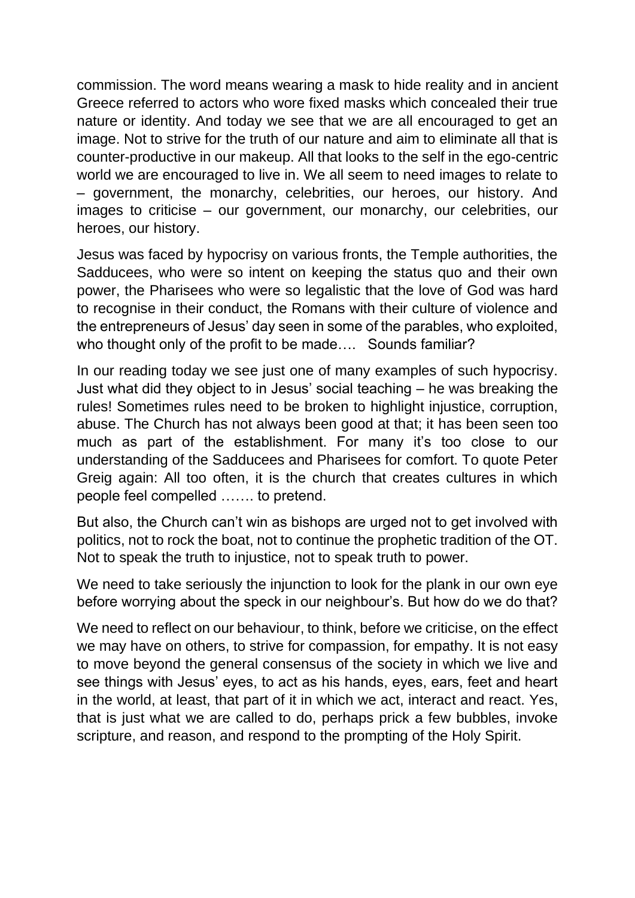commission. The word means wearing a mask to hide reality and in ancient Greece referred to actors who wore fixed masks which concealed their true nature or identity. And today we see that we are all encouraged to get an image. Not to strive for the truth of our nature and aim to eliminate all that is counter-productive in our makeup. All that looks to the self in the ego-centric world we are encouraged to live in. We all seem to need images to relate to – government, the monarchy, celebrities, our heroes, our history. And images to criticise – our government, our monarchy, our celebrities, our heroes, our history.

Jesus was faced by hypocrisy on various fronts, the Temple authorities, the Sadducees, who were so intent on keeping the status quo and their own power, the Pharisees who were so legalistic that the love of God was hard to recognise in their conduct, the Romans with their culture of violence and the entrepreneurs of Jesus' day seen in some of the parables, who exploited, who thought only of the profit to be made…. Sounds familiar?

In our reading today we see just one of many examples of such hypocrisy. Just what did they object to in Jesus' social teaching – he was breaking the rules! Sometimes rules need to be broken to highlight injustice, corruption, abuse. The Church has not always been good at that; it has been seen too much as part of the establishment. For many it's too close to our understanding of the Sadducees and Pharisees for comfort. To quote Peter Greig again: All too often, it is the church that creates cultures in which people feel compelled ……. to pretend.

But also, the Church can't win as bishops are urged not to get involved with politics, not to rock the boat, not to continue the prophetic tradition of the OT. Not to speak the truth to injustice, not to speak truth to power.

We need to take seriously the injunction to look for the plank in our own eye before worrying about the speck in our neighbour's. But how do we do that?

We need to reflect on our behaviour, to think, before we criticise, on the effect we may have on others, to strive for compassion, for empathy. It is not easy to move beyond the general consensus of the society in which we live and see things with Jesus' eyes, to act as his hands, eyes, ears, feet and heart in the world, at least, that part of it in which we act, interact and react. Yes, that is just what we are called to do, perhaps prick a few bubbles, invoke scripture, and reason, and respond to the prompting of the Holy Spirit.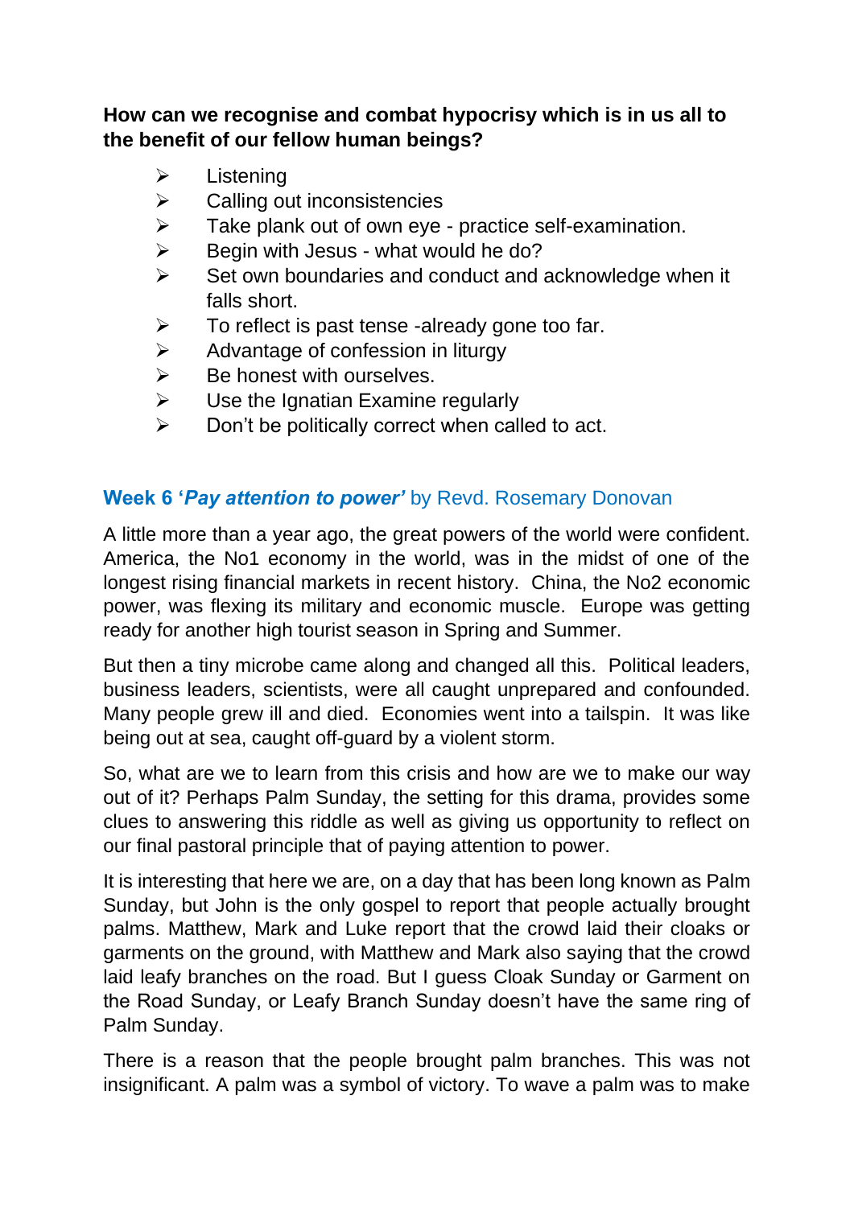**How can we recognise and combat hypocrisy which is in us all to the benefit of our fellow human beings?**

- Listening
- Calling out inconsistencies
- Take plank out of own eye - practice self-examination.
- Begin with Jesus - what would he do?
- Set own boundaries and conduct and acknowledge when it falls short.
- To reflect is past tense -already gone too far.
- Advantage of confession in liturgy
- Be honest with ourselves.
- Use the Ignatian Examine regularly
- Don't be politically correct when called to act.

## **Week 6 '*Pay attention to power'*** by Revd. Rosemary Donovan

A little more than a year ago, the great powers of the world were confident. America, the No1 economy in the world, was in the midst of one of the longest rising financial markets in recent history. China, the No2 economic power, was flexing its military and economic muscle. Europe was getting ready for another high tourist season in Spring and Summer.

But then a tiny microbe came along and changed all this. Political leaders, business leaders, scientists, were all caught unprepared and confounded. Many people grew ill and died. Economies went into a tailspin. It was like being out at sea, caught off-guard by a violent storm.

So, what are we to learn from this crisis and how are we to make our way out of it? Perhaps Palm Sunday, the setting for this drama, provides some clues to answering this riddle as well as giving us opportunity to reflect on our final pastoral principle that of paying attention to power.

It is interesting that here we are, on a day that has been long known as Palm Sunday, but John is the only gospel to report that people actually brought palms. Matthew, Mark and Luke report that the crowd laid their cloaks or garments on the ground, with Matthew and Mark also saying that the crowd laid leafy branches on the road. But I guess Cloak Sunday or Garment on the Road Sunday, or Leafy Branch Sunday doesn't have the same ring of Palm Sunday.

There is a reason that the people brought palm branches. This was not insignificant. A palm was a symbol of victory. To wave a palm was to make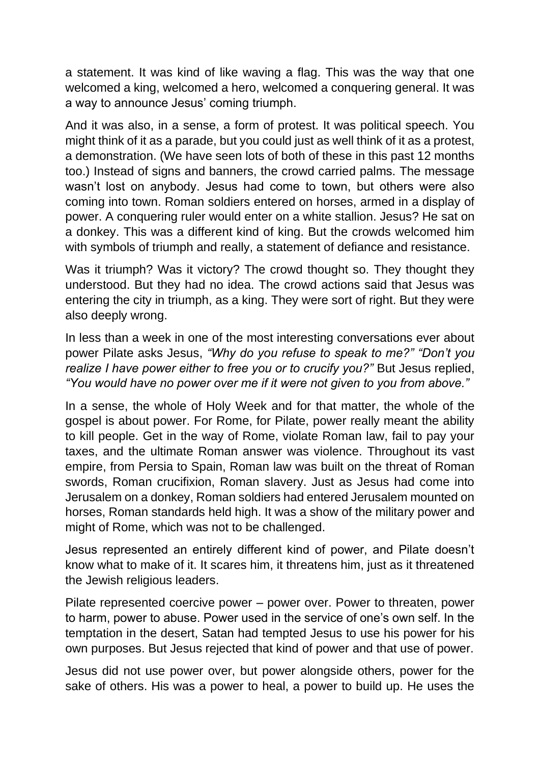a statement. It was kind of like waving a flag. This was the way that one welcomed a king, welcomed a hero, welcomed a conquering general. It was a way to announce Jesus' coming triumph.

And it was also, in a sense, a form of protest. It was political speech. You might think of it as a parade, but you could just as well think of it as a protest, a demonstration. (We have seen lots of both of these in this past 12 months too.) Instead of signs and banners, the crowd carried palms. The message wasn't lost on anybody. Jesus had come to town, but others were also coming into town. Roman soldiers entered on horses, armed in a display of power. A conquering ruler would enter on a white stallion. Jesus? He sat on a donkey. This was a different kind of king. But the crowds welcomed him with symbols of triumph and really, a statement of defiance and resistance.

Was it triumph? Was it victory? The crowd thought so. They thought they understood. But they had no idea. The crowd actions said that Jesus was entering the city in triumph, as a king. They were sort of right. But they were also deeply wrong.

In less than a week in one of the most interesting conversations ever about power Pilate asks Jesus, *"Why do you refuse to speak to me?" "Don't you realize I have power either to free you or to crucify you?"* But Jesus replied, *"You would have no power over me if it were not given to you from above."*

In a sense, the whole of Holy Week and for that matter, the whole of the gospel is about power. For Rome, for Pilate, power really meant the ability to kill people. Get in the way of Rome, violate Roman law, fail to pay your taxes, and the ultimate Roman answer was violence. Throughout its vast empire, from Persia to Spain, Roman law was built on the threat of Roman swords, Roman crucifixion, Roman slavery. Just as Jesus had come into Jerusalem on a donkey, Roman soldiers had entered Jerusalem mounted on horses, Roman standards held high. It was a show of the military power and might of Rome, which was not to be challenged.

Jesus represented an entirely different kind of power, and Pilate doesn't know what to make of it. It scares him, it threatens him, just as it threatened the Jewish religious leaders.

Pilate represented coercive power – power over. Power to threaten, power to harm, power to abuse. Power used in the service of one's own self. In the temptation in the desert, Satan had tempted Jesus to use his power for his own purposes. But Jesus rejected that kind of power and that use of power.

Jesus did not use power over, but power alongside others, power for the sake of others. His was a power to heal, a power to build up. He uses the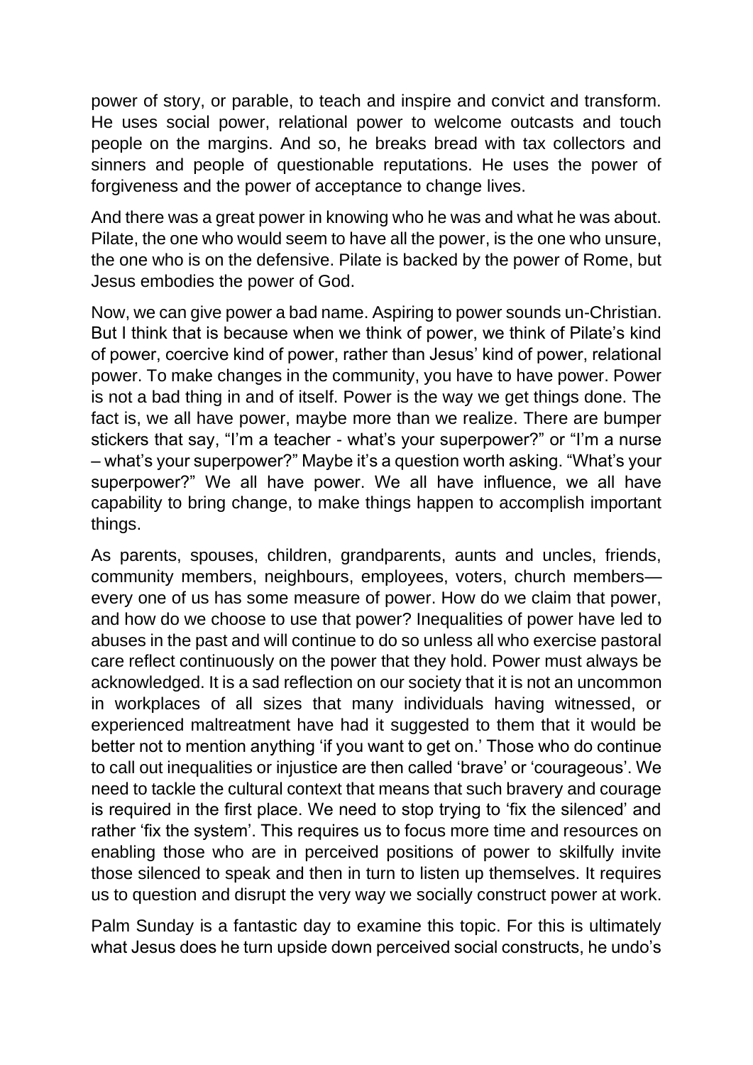power of story, or parable, to teach and inspire and convict and transform. He uses social power, relational power to welcome outcasts and touch people on the margins. And so, he breaks bread with tax collectors and sinners and people of questionable reputations. He uses the power of forgiveness and the power of acceptance to change lives.

And there was a great power in knowing who he was and what he was about. Pilate, the one who would seem to have all the power, is the one who unsure, the one who is on the defensive. Pilate is backed by the power of Rome, but Jesus embodies the power of God.

Now, we can give power a bad name. Aspiring to power sounds un-Christian. But I think that is because when we think of power, we think of Pilate's kind of power, coercive kind of power, rather than Jesus' kind of power, relational power. To make changes in the community, you have to have power. Power is not a bad thing in and of itself. Power is the way we get things done. The fact is, we all have power, maybe more than we realize. There are bumper stickers that say, "I'm a teacher - what's your superpower?" or "I'm a nurse – what's your superpower?" Maybe it's a question worth asking. "What's your superpower?" We all have power. We all have influence, we all have capability to bring change, to make things happen to accomplish important things.

As parents, spouses, children, grandparents, aunts and uncles, friends, community members, neighbours, employees, voters, church members—every one of us has some measure of power. How do we claim that power, and how do we choose to use that power? Inequalities of power have led to abuses in the past and will continue to do so unless all who exercise pastoral care reflect continuously on the power that they hold. Power must always be acknowledged. It is a sad reflection on our society that it is not an uncommon in workplaces of all sizes that many individuals having witnessed, or experienced maltreatment have had it suggested to them that it would be better not to mention anything 'if you want to get on.' Those who do continue to call out inequalities or injustice are then called 'brave' or 'courageous'. We need to tackle the cultural context that means that such bravery and courage is required in the first place. We need to stop trying to 'fix the silenced' and rather 'fix the system'. This requires us to focus more time and resources on enabling those who are in perceived positions of power to skilfully invite those silenced to speak and then in turn to listen up themselves. It requires us to question and disrupt the very way we socially construct power at work.

Palm Sunday is a fantastic day to examine this topic. For this is ultimately what Jesus does he turn upside down perceived social constructs, he undo's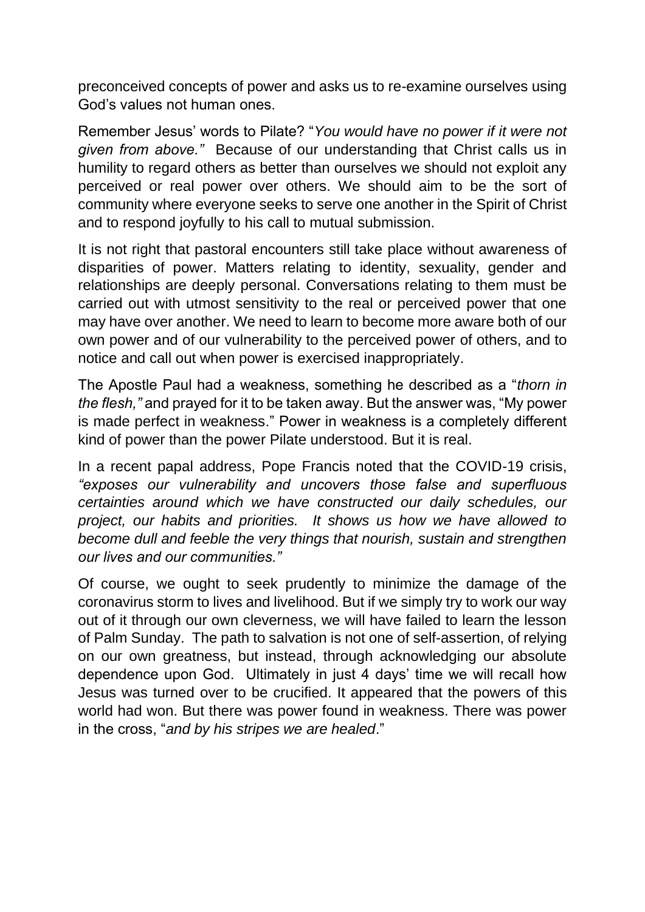preconceived concepts of power and asks us to re-examine ourselves using God's values not human ones.

Remember Jesus' words to Pilate? "*You would have no power if it were not given from above."* Because of our understanding that Christ calls us in humility to regard others as better than ourselves we should not exploit any perceived or real power over others. We should aim to be the sort of community where everyone seeks to serve one another in the Spirit of Christ and to respond joyfully to his call to mutual submission.

It is not right that pastoral encounters still take place without awareness of disparities of power. Matters relating to identity, sexuality, gender and relationships are deeply personal. Conversations relating to them must be carried out with utmost sensitivity to the real or perceived power that one may have over another. We need to learn to become more aware both of our own power and of our vulnerability to the perceived power of others, and to notice and call out when power is exercised inappropriately.

The Apostle Paul had a weakness, something he described as a "*thorn in the flesh,"* and prayed for it to be taken away. But the answer was, "My power is made perfect in weakness." Power in weakness is a completely different kind of power than the power Pilate understood. But it is real.

In a recent papal address, Pope Francis noted that the COVID-19 crisis, *"exposes our vulnerability and uncovers those false and superfluous certainties around which we have constructed our daily schedules, our project, our habits and priorities. It shows us how we have allowed to become dull and feeble the very things that nourish, sustain and strengthen our lives and our communities."*

Of course, we ought to seek prudently to minimize the damage of the coronavirus storm to lives and livelihood. But if we simply try to work our way out of it through our own cleverness, we will have failed to learn the lesson of Palm Sunday. The path to salvation is not one of self-assertion, of relying on our own greatness, but instead, through acknowledging our absolute dependence upon God. Ultimately in just 4 days' time we will recall how Jesus was turned over to be crucified. It appeared that the powers of this world had won. But there was power found in weakness. There was power in the cross, "*and by his stripes we are healed*."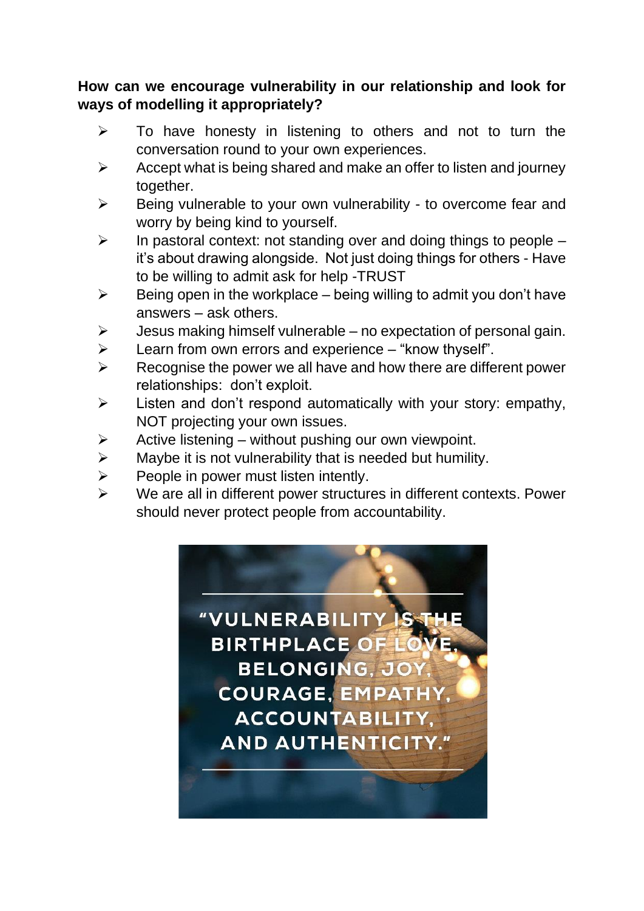**How can we encourage vulnerability in our relationship and look for ways of modelling it appropriately?**

- To have honesty in listening to others and not to turn the conversation round to your own experiences.
- Accept what is being shared and make an offer to listen and journey together.
- Being vulnerable to your own vulnerability - to overcome fear and worry by being kind to yourself.
- In pastoral context: not standing over and doing things to people – it's about drawing alongside. Not just doing things for others - Have to be willing to admit ask for help -TRUST
- Being open in the workplace – being willing to admit you don't have answers – ask others.
- Jesus making himself vulnerable – no expectation of personal gain.
- Learn from own errors and experience – "know thyself".
- Recognise the power we all have and how there are different power relationships: don't exploit.
- Listen and don't respond automatically with your story: empathy, NOT projecting your own issues.
- Active listening – without pushing our own viewpoint.
- Maybe it is not vulnerability that is needed but humility.
- People in power must listen intently.
- We are all in different power structures in different contexts. Power should never protect people from accountability.

"VULNERABILITY IS THE BIRTHPLACE OF LOVE, BELONGING, JOY, COURAGE, EMPATHY, ACCOUNTABILITY, AND AUTHENTICITY."